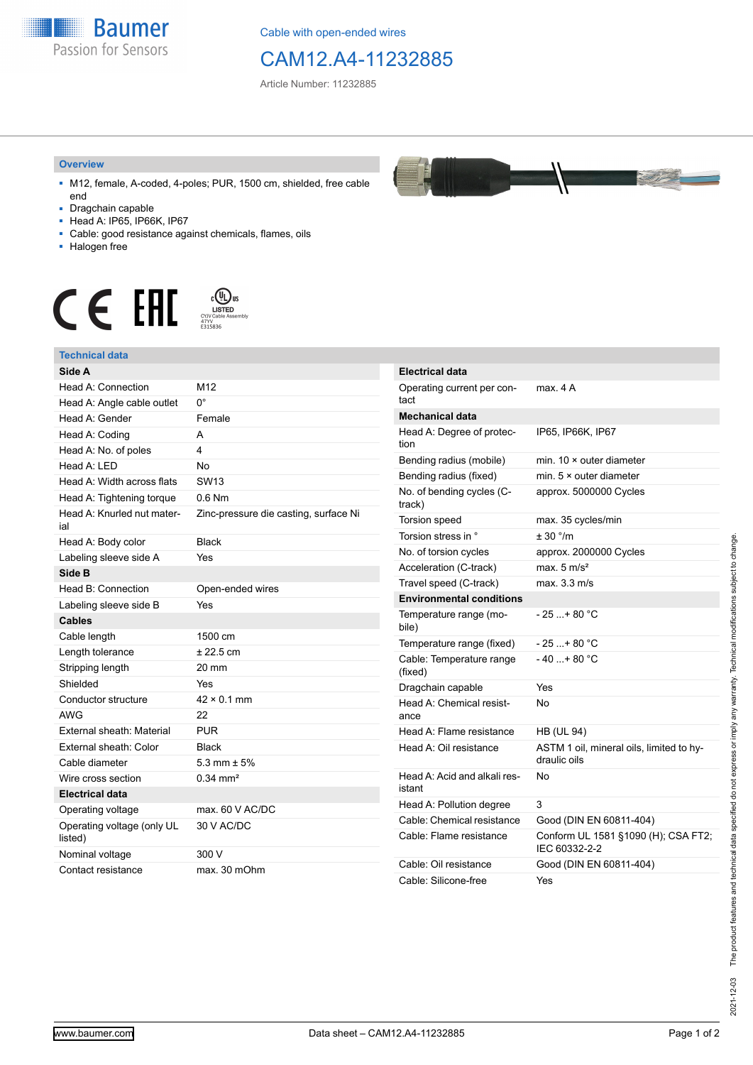Cable with open-ended wires

# CAM12.A4-11232885

Article Number: 11232885

## Overview

- M12, female, A-coded, 4-poles; PUR, 1500 cm, shielded, free cable end
- Dragchain capable
- Head A: IP65, IP66K, IP67
- Cable: good resistance against chemicals, flames, oils
- Halogen free

## Technical data

| Side A | |
|---|---|
| Head A: Connection | M12 |
| Head A: Angle cable outlet | 0° |
| Head A: Gender | Female |
| Head A: Coding | A |
| Head A: No. of poles | 4 |
| Head A: LED | No |
| Head A: Width across flats | SW13 |
| Head A: Tightening torque | 0.6 Nm |
| Head A: Knurled nut material | Zinc-pressure die casting, surface Ni |
| Head A: Body color | Black |
| Labeling sleeve side A | Yes |
| **Side B** | |
| Head B: Connection | Open-ended wires |
| Labeling sleeve side B | Yes |
| **Cables** | |
| Cable length | 1500 cm |
| Length tolerance | ± 22.5 cm |
| Stripping length | 20 mm |
| Shielded | Yes |
| Conductor structure | 42 × 0.1 mm |
| AWG | 22 |
| External sheath: Material | PUR |
| External sheath: Color | Black |
| Cable diameter | 5.3 mm ± 5% |
| Wire cross section | 0.34 mm² |
| **Electrical data** | |
| Operating voltage | max. 60 V AC/DC |
| Operating voltage (only UL listed) | 30 V AC/DC |
| Nominal voltage | 300 V |
| Contact resistance | max. 30 mOhm |

| Electrical data | |
|---|---|
| Operating current per contact | max. 4 A |
| **Mechanical data** | |
| Head A: Degree of protection | IP65, IP66K, IP67 |
| Bending radius (mobile) | min. 10 × outer diameter |
| Bending radius (fixed) | min. 5 × outer diameter |
| No. of bending cycles (C-track) | approx. 5000000 Cycles |
| Torsion speed | max. 35 cycles/min |
| Torsion stress in ° | ± 30 °/m |
| No. of torsion cycles | approx. 2000000 Cycles |
| Acceleration (C-track) | max. 5 m/s² |
| Travel speed (C-track) | max. 3.3 m/s |
| **Environmental conditions** | |
| Temperature range (mobile) | - 25 ...+ 80 °C |
| Temperature range (fixed) | - 25 ...+ 80 °C |
| Cable: Temperature range (fixed) | - 40 ...+ 80 °C |
| Dragchain capable | Yes |
| Head A: Chemical resistance | No |
| Head A: Flame resistance | HB (UL 94) |
| Head A: Oil resistance | ASTM 1 oil, mineral oils, limited to hydraulic oils |
| Head A: Acid and alkali resistant | No |
| Head A: Pollution degree | 3 |
| Cable: Chemical resistance | Good (DIN EN 60811-404) |
| Cable: Flame resistance | Conform UL 1581 §1090 (H); CSA FT2; IEC 60332-2-2 |
| Cable: Oil resistance | Good (DIN EN 60811-404) |
| Cable: Silicone-free | Yes |

2021-12-03 The product features and technical data specified do not express or imply any warranty. Technical modifications subject to change.

www.baumer.com — Data sheet – CAM12.A4-11232885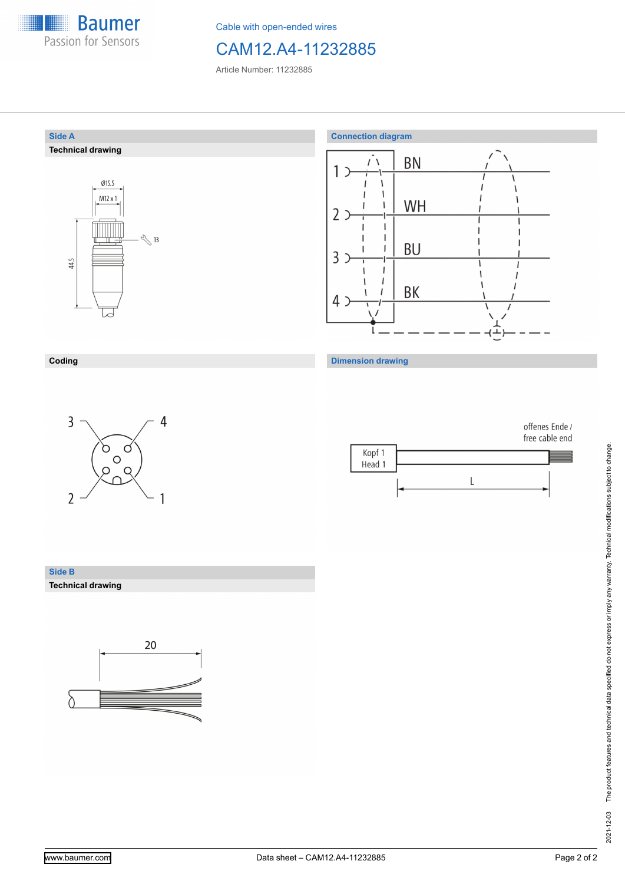Cable with open-ended wires

# CAM12.A4-11232885

Article Number: 11232885

## Side A

### Technical drawing

Ø15.5

M12 x 1

13

44.5

## Connection diagram

1 BN

2 WH

3 BU

4 BK

### Coding

3 4

2 1

## Dimension drawing

offenes Ende / free cable end

Kopf 1 Head 1

L

## Side B

### Technical drawing

20

2021-12-03 The product features and technical data specified do not express or imply any warranty. Technical modifications subject to change.

www.baumer.com

Data sheet – CAM12.A4-11232885